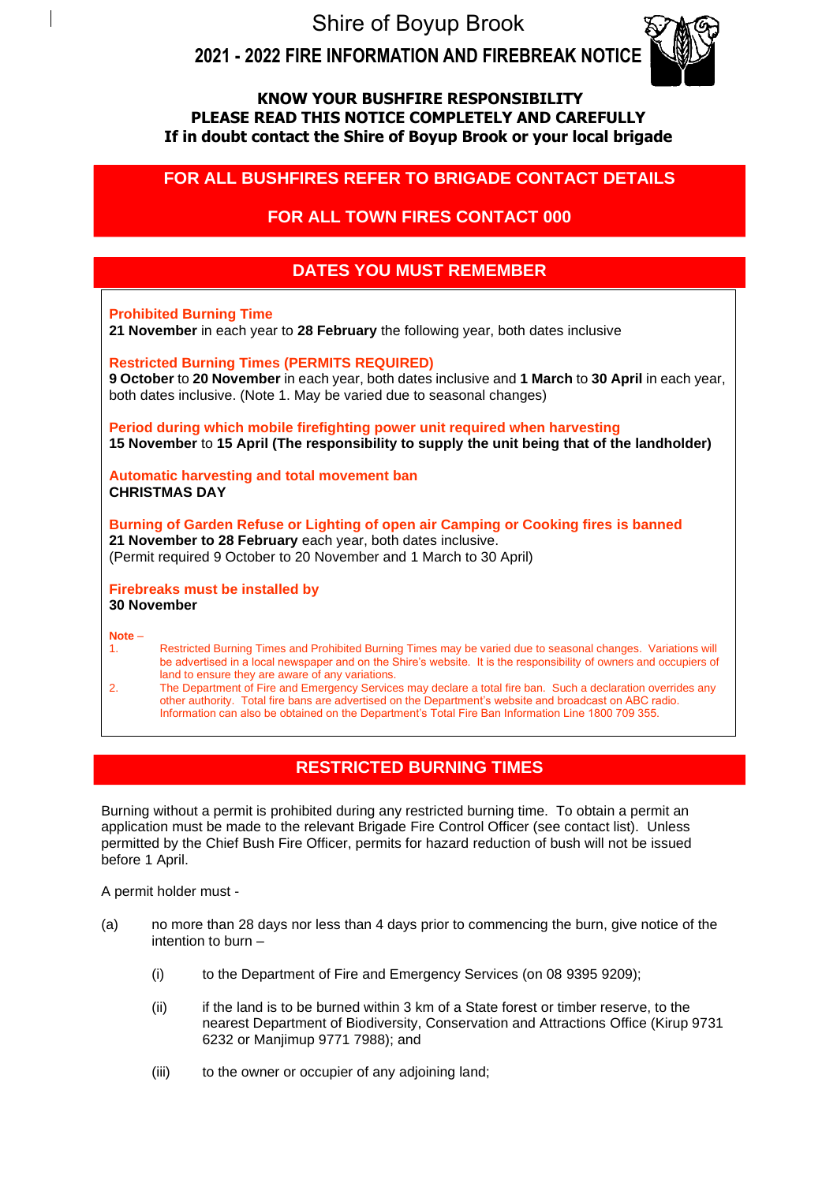# Shire of Boyup Brook

## 2021 - 2022 FIRE INFORMATION AND FIREBREAK NOTICE

**KNOW YOUR BUSHFIRE RESPONSIBILITY**
**PLEASE READ THIS NOTICE COMPLETELY AND CAREFULLY**
**If in doubt contact the Shire of Boyup Brook or your local brigade**

**FOR ALL BUSHFIRES REFER TO BRIGADE CONTACT DETAILS**

**FOR ALL TOWN FIRES CONTACT 000**

## DATES YOU MUST REMEMBER

**Prohibited Burning Time**
**21 November** in each year to **28 February** the following year, both dates inclusive

**Restricted Burning Times (PERMITS REQUIRED)**
**9 October** to **20 November** in each year, both dates inclusive and **1 March** to **30 April** in each year, both dates inclusive. (Note 1. May be varied due to seasonal changes)

**Period during which mobile firefighting power unit required when harvesting**
**15 November** to **15 April (The responsibility to supply the unit being that of the landholder)**

**Automatic harvesting and total movement ban**
**CHRISTMAS DAY**

**Burning of Garden Refuse or Lighting of open air Camping or Cooking fires is banned**
**21 November to 28 February** each year, both dates inclusive.
(Permit required 9 October to 20 November and 1 March to 30 April)

**Firebreaks must be installed by**
**30 November**

**Note** –

1. Restricted Burning Times and Prohibited Burning Times may be varied due to seasonal changes. Variations will be advertised in a local newspaper and on the Shire's website. It is the responsibility of owners and occupiers of land to ensure they are aware of any variations.
2. The Department of Fire and Emergency Services may declare a total fire ban. Such a declaration overrides any other authority. Total fire bans are advertised on the Department's website and broadcast on ABC radio. Information can also be obtained on the Department's Total Fire Ban Information Line 1800 709 355.

## RESTRICTED BURNING TIMES

Burning without a permit is prohibited during any restricted burning time. To obtain a permit an application must be made to the relevant Brigade Fire Control Officer (see contact list). Unless permitted by the Chief Bush Fire Officer, permits for hazard reduction of bush will not be issued before 1 April.

A permit holder must -

(a) no more than 28 days nor less than 4 days prior to commencing the burn, give notice of the intention to burn –

(i) to the Department of Fire and Emergency Services (on 08 9395 9209);

(ii) if the land is to be burned within 3 km of a State forest or timber reserve, to the nearest Department of Biodiversity, Conservation and Attractions Office (Kirup 9731 6232 or Manjimup 9771 7988); and

(iii) to the owner or occupier of any adjoining land;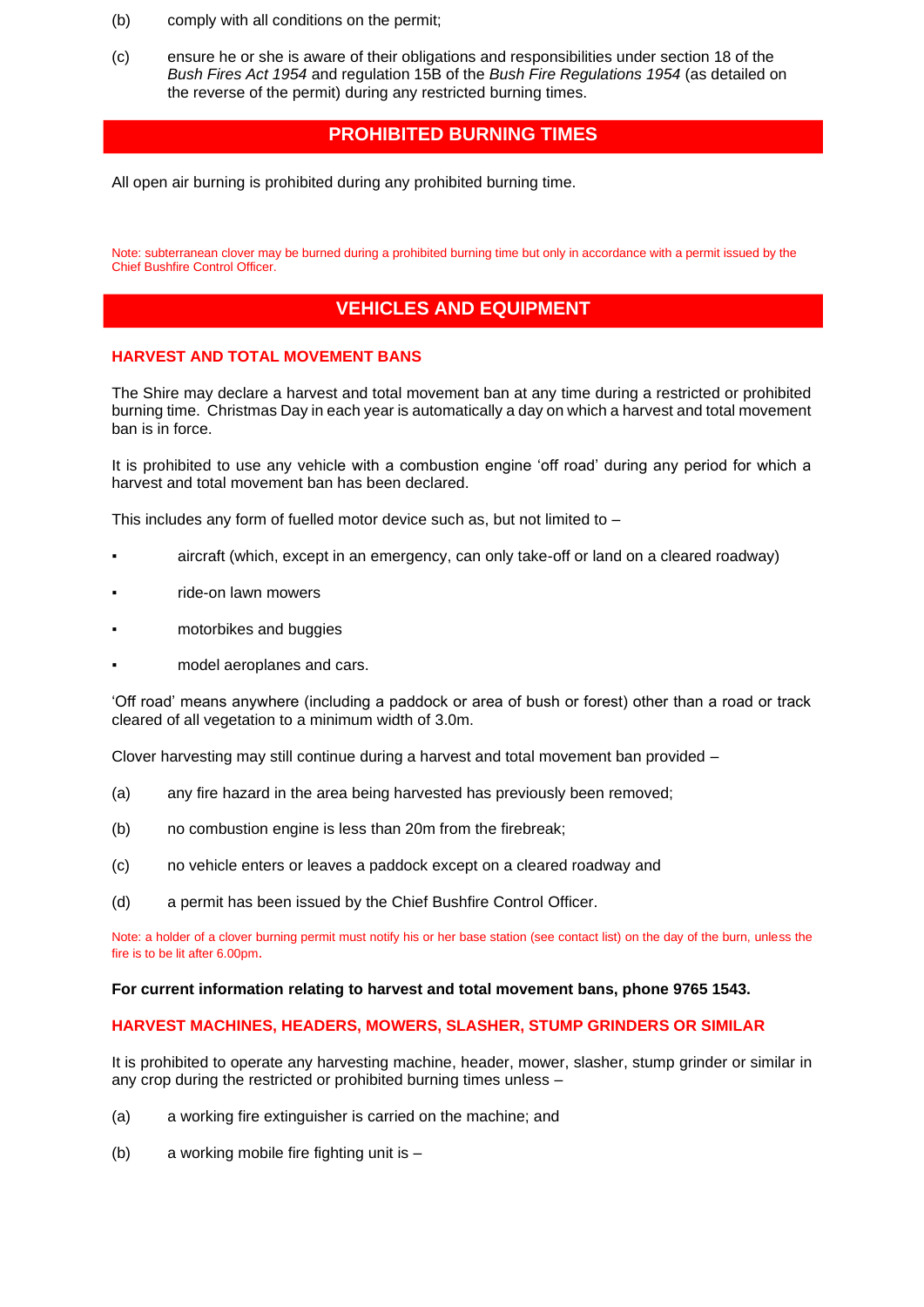(b) comply with all conditions on the permit;

(c) ensure he or she is aware of their obligations and responsibilities under section 18 of the *Bush Fires Act 1954* and regulation 15B of the *Bush Fire Regulations 1954* (as detailed on the reverse of the permit) during any restricted burning times.

## PROHIBITED BURNING TIMES

All open air burning is prohibited during any prohibited burning time.

Note: subterranean clover may be burned during a prohibited burning time but only in accordance with a permit issued by the Chief Bushfire Control Officer.

## VEHICLES AND EQUIPMENT

### HARVEST AND TOTAL MOVEMENT BANS

The Shire may declare a harvest and total movement ban at any time during a restricted or prohibited burning time. Christmas Day in each year is automatically a day on which a harvest and total movement ban is in force.

It is prohibited to use any vehicle with a combustion engine 'off road' during any period for which a harvest and total movement ban has been declared.

This includes any form of fuelled motor device such as, but not limited to –

- aircraft (which, except in an emergency, can only take-off or land on a cleared roadway)
- ride-on lawn mowers
- motorbikes and buggies
- model aeroplanes and cars.

'Off road' means anywhere (including a paddock or area of bush or forest) other than a road or track cleared of all vegetation to a minimum width of 3.0m.

Clover harvesting may still continue during a harvest and total movement ban provided –

(a) any fire hazard in the area being harvested has previously been removed;

(b) no combustion engine is less than 20m from the firebreak;

(c) no vehicle enters or leaves a paddock except on a cleared roadway and

(d) a permit has been issued by the Chief Bushfire Control Officer.

Note: a holder of a clover burning permit must notify his or her base station (see contact list) on the day of the burn, unless the fire is to be lit after 6.00pm.

**For current information relating to harvest and total movement bans, phone 9765 1543.**

### HARVEST MACHINES, HEADERS, MOWERS, SLASHER, STUMP GRINDERS OR SIMILAR

It is prohibited to operate any harvesting machine, header, mower, slasher, stump grinder or similar in any crop during the restricted or prohibited burning times unless –

(a) a working fire extinguisher is carried on the machine; and

(b) a working mobile fire fighting unit is –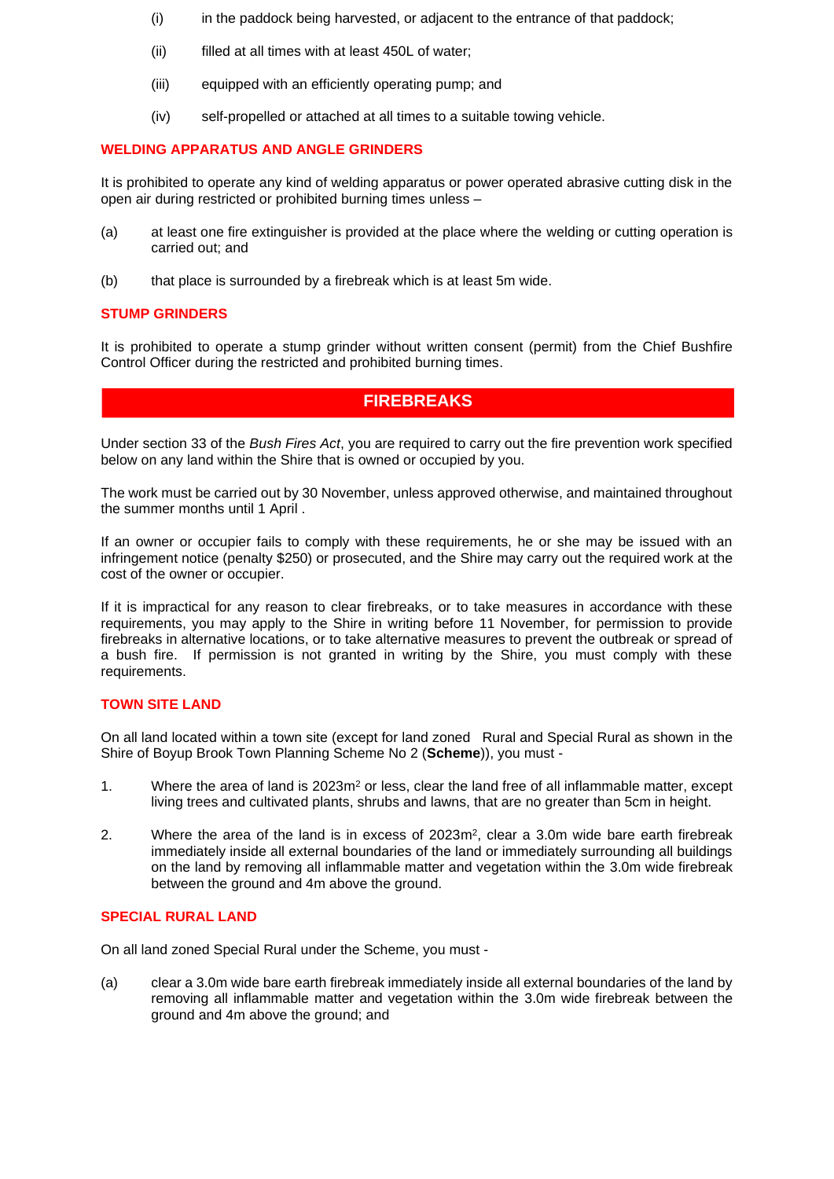(i) in the paddock being harvested, or adjacent to the entrance of that paddock;

(ii) filled at all times with at least 450L of water;

(iii) equipped with an efficiently operating pump; and

(iv) self-propelled or attached at all times to a suitable towing vehicle.

### WELDING APPARATUS AND ANGLE GRINDERS

It is prohibited to operate any kind of welding apparatus or power operated abrasive cutting disk in the open air during restricted or prohibited burning times unless –

(a) at least one fire extinguisher is provided at the place where the welding or cutting operation is carried out; and

(b) that place is surrounded by a firebreak which is at least 5m wide.

### STUMP GRINDERS

It is prohibited to operate a stump grinder without written consent (permit) from the Chief Bushfire Control Officer during the restricted and prohibited burning times.

## FIREBREAKS

Under section 33 of the *Bush Fires Act*, you are required to carry out the fire prevention work specified below on any land within the Shire that is owned or occupied by you.

The work must be carried out by 30 November, unless approved otherwise, and maintained throughout the summer months until 1 April .

If an owner or occupier fails to comply with these requirements, he or she may be issued with an infringement notice (penalty $250) or prosecuted, and the Shire may carry out the required work at the cost of the owner or occupier.

If it is impractical for any reason to clear firebreaks, or to take measures in accordance with these requirements, you may apply to the Shire in writing before 11 November, for permission to provide firebreaks in alternative locations, or to take alternative measures to prevent the outbreak or spread of a bush fire. If permission is not granted in writing by the Shire, you must comply with these requirements.

### TOWN SITE LAND

On all land located within a town site (except for land zoned Rural and Special Rural as shown in the Shire of Boyup Brook Town Planning Scheme No 2 (**Scheme**)), you must -

1. Where the area of land is 2023m$^2$ or less, clear the land free of all inflammable matter, except living trees and cultivated plants, shrubs and lawns, that are no greater than 5cm in height.

2. Where the area of the land is in excess of 2023m$^2$, clear a 3.0m wide bare earth firebreak immediately inside all external boundaries of the land or immediately surrounding all buildings on the land by removing all inflammable matter and vegetation within the 3.0m wide firebreak between the ground and 4m above the ground.

### SPECIAL RURAL LAND

On all land zoned Special Rural under the Scheme, you must -

(a) clear a 3.0m wide bare earth firebreak immediately inside all external boundaries of the land by removing all inflammable matter and vegetation within the 3.0m wide firebreak between the ground and 4m above the ground; and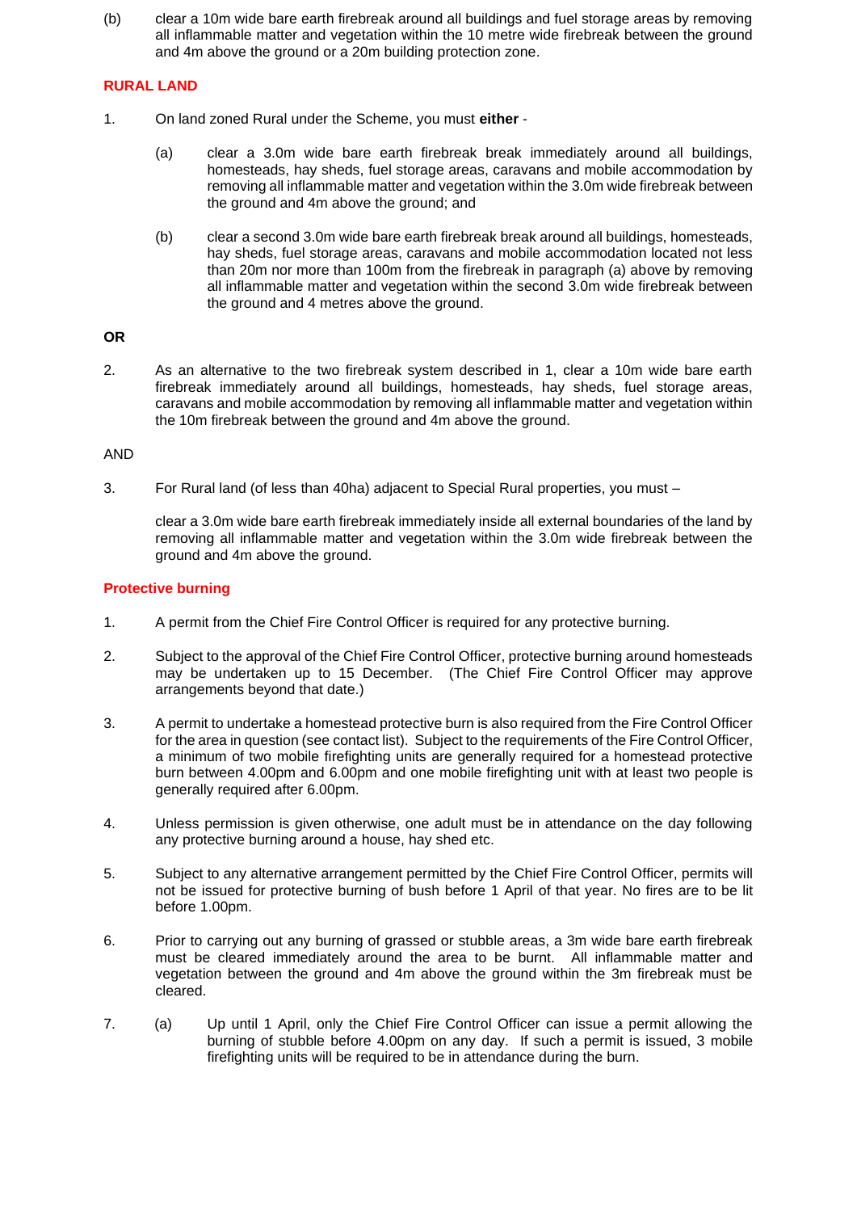(b) clear a 10m wide bare earth firebreak around all buildings and fuel storage areas by removing all inflammable matter and vegetation within the 10 metre wide firebreak between the ground and 4m above the ground or a 20m building protection zone.

## RURAL LAND

1. On land zoned Rural under the Scheme, you must **either** -

   (a) clear a 3.0m wide bare earth firebreak break immediately around all buildings, homesteads, hay sheds, fuel storage areas, caravans and mobile accommodation by removing all inflammable matter and vegetation within the 3.0m wide firebreak between the ground and 4m above the ground; and

   (b) clear a second 3.0m wide bare earth firebreak break around all buildings, homesteads, hay sheds, fuel storage areas, caravans and mobile accommodation located not less than 20m nor more than 100m from the firebreak in paragraph (a) above by removing all inflammable matter and vegetation within the second 3.0m wide firebreak between the ground and 4 metres above the ground.

**OR**

2. As an alternative to the two firebreak system described in 1, clear a 10m wide bare earth firebreak immediately around all buildings, homesteads, hay sheds, fuel storage areas, caravans and mobile accommodation by removing all inflammable matter and vegetation within the 10m firebreak between the ground and 4m above the ground.

AND

3. For Rural land (of less than 40ha) adjacent to Special Rural properties, you must –

   clear a 3.0m wide bare earth firebreak immediately inside all external boundaries of the land by removing all inflammable matter and vegetation within the 3.0m wide firebreak between the ground and 4m above the ground.

## Protective burning

1. A permit from the Chief Fire Control Officer is required for any protective burning.

2. Subject to the approval of the Chief Fire Control Officer, protective burning around homesteads may be undertaken up to 15 December. (The Chief Fire Control Officer may approve arrangements beyond that date.)

3. A permit to undertake a homestead protective burn is also required from the Fire Control Officer for the area in question (see contact list). Subject to the requirements of the Fire Control Officer, a minimum of two mobile firefighting units are generally required for a homestead protective burn between 4.00pm and 6.00pm and one mobile firefighting unit with at least two people is generally required after 6.00pm.

4. Unless permission is given otherwise, one adult must be in attendance on the day following any protective burning around a house, hay shed etc.

5. Subject to any alternative arrangement permitted by the Chief Fire Control Officer, permits will not be issued for protective burning of bush before 1 April of that year. No fires are to be lit before 1.00pm.

6. Prior to carrying out any burning of grassed or stubble areas, a 3m wide bare earth firebreak must be cleared immediately around the area to be burnt. All inflammable matter and vegetation between the ground and 4m above the ground within the 3m firebreak must be cleared.

7. (a) Up until 1 April, only the Chief Fire Control Officer can issue a permit allowing the burning of stubble before 4.00pm on any day. If such a permit is issued, 3 mobile firefighting units will be required to be in attendance during the burn.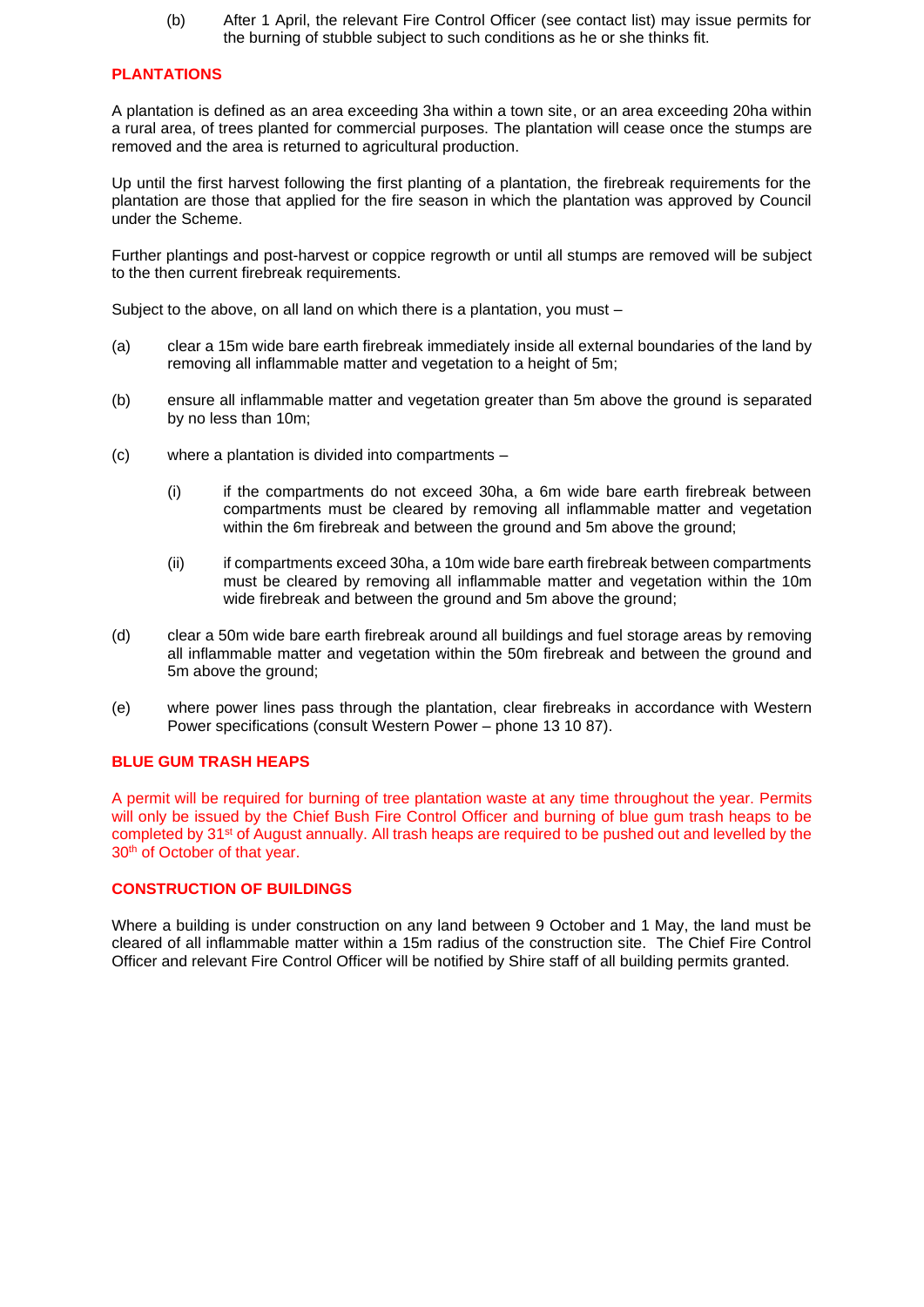(b) After 1 April, the relevant Fire Control Officer (see contact list) may issue permits for the burning of stubble subject to such conditions as he or she thinks fit.

## PLANTATIONS

A plantation is defined as an area exceeding 3ha within a town site, or an area exceeding 20ha within a rural area, of trees planted for commercial purposes. The plantation will cease once the stumps are removed and the area is returned to agricultural production.

Up until the first harvest following the first planting of a plantation, the firebreak requirements for the plantation are those that applied for the fire season in which the plantation was approved by Council under the Scheme.

Further plantings and post-harvest or coppice regrowth or until all stumps are removed will be subject to the then current firebreak requirements.

Subject to the above, on all land on which there is a plantation, you must –

(a) clear a 15m wide bare earth firebreak immediately inside all external boundaries of the land by removing all inflammable matter and vegetation to a height of 5m;

(b) ensure all inflammable matter and vegetation greater than 5m above the ground is separated by no less than 10m;

(c) where a plantation is divided into compartments –

  (i) if the compartments do not exceed 30ha, a 6m wide bare earth firebreak between compartments must be cleared by removing all inflammable matter and vegetation within the 6m firebreak and between the ground and 5m above the ground;

  (ii) if compartments exceed 30ha, a 10m wide bare earth firebreak between compartments must be cleared by removing all inflammable matter and vegetation within the 10m wide firebreak and between the ground and 5m above the ground;

(d) clear a 50m wide bare earth firebreak around all buildings and fuel storage areas by removing all inflammable matter and vegetation within the 50m firebreak and between the ground and 5m above the ground;

(e) where power lines pass through the plantation, clear firebreaks in accordance with Western Power specifications (consult Western Power – phone 13 10 87).

## BLUE GUM TRASH HEAPS

A permit will be required for burning of tree plantation waste at any time throughout the year. Permits will only be issued by the Chief Bush Fire Control Officer and burning of blue gum trash heaps to be completed by 31st of August annually. All trash heaps are required to be pushed out and levelled by the 30th of October of that year.

## CONSTRUCTION OF BUILDINGS

Where a building is under construction on any land between 9 October and 1 May, the land must be cleared of all inflammable matter within a 15m radius of the construction site. The Chief Fire Control Officer and relevant Fire Control Officer will be notified by Shire staff of all building permits granted.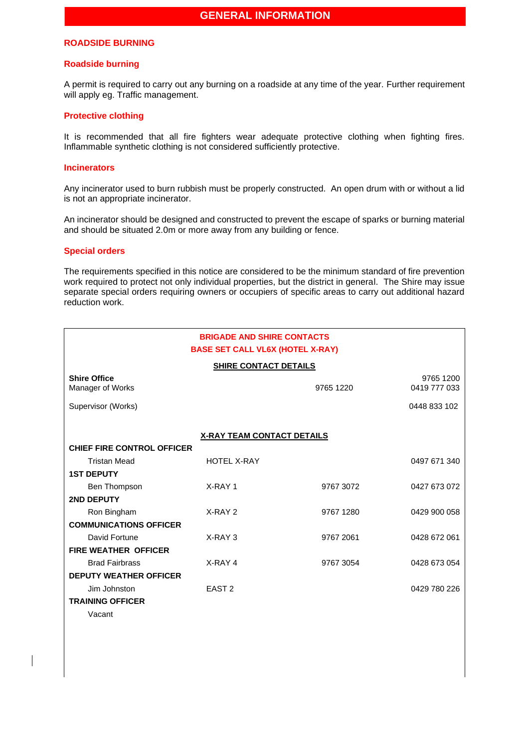# GENERAL INFORMATION

## ROADSIDE BURNING

### Roadside burning

A permit is required to carry out any burning on a roadside at any time of the year. Further requirement will apply eg. Traffic management.

### Protective clothing

It is recommended that all fire fighters wear adequate protective clothing when fighting fires. Inflammable synthetic clothing is not considered sufficiently protective.

### Incinerators

Any incinerator used to burn rubbish must be properly constructed. An open drum with or without a lid is not an appropriate incinerator.

An incinerator should be designed and constructed to prevent the escape of sparks or burning material and should be situated 2.0m or more away from any building or fence.

### Special orders

The requirements specified in this notice are considered to be the minimum standard of fire prevention work required to protect not only individual properties, but the district in general. The Shire may issue separate special orders requiring owners or occupiers of specific areas to carry out additional hazard reduction work.

**BRIGADE AND SHIRE CONTACTS**
**BASE SET CALL VL6X (HOTEL X-RAY)**

**SHIRE CONTACT DETAILS**

| | | | |
|---|---|---|---|
| **Shire Office** | | | 9765 1200 |
| Manager of Works | | 9765 1220 | 0419 777 033 |
| Supervisor (Works) | | | 0448 833 102 |

**X-RAY TEAM CONTACT DETAILS**

| | | | |
|---|---|---|---|
| **CHIEF FIRE CONTROL OFFICER** | | | |
| Tristan Mead | HOTEL X-RAY | | 0497 671 340 |
| **1ST DEPUTY** | | | |
| Ben Thompson | X-RAY 1 | 9767 3072 | 0427 673 072 |
| **2ND DEPUTY** | | | |
| Ron Bingham | X-RAY 2 | 9767 1280 | 0429 900 058 |
| **COMMUNICATIONS OFFICER** | | | |
| David Fortune | X-RAY 3 | 9767 2061 | 0428 672 061 |
| **FIRE WEATHER OFFICER** | | | |
| Brad Fairbrass | X-RAY 4 | 9767 3054 | 0428 673 054 |
| **DEPUTY WEATHER OFFICER** | | | |
| Jim Johnston | EAST 2 | | 0429 780 226 |
| **TRAINING OFFICER** | | | |
| Vacant | | | |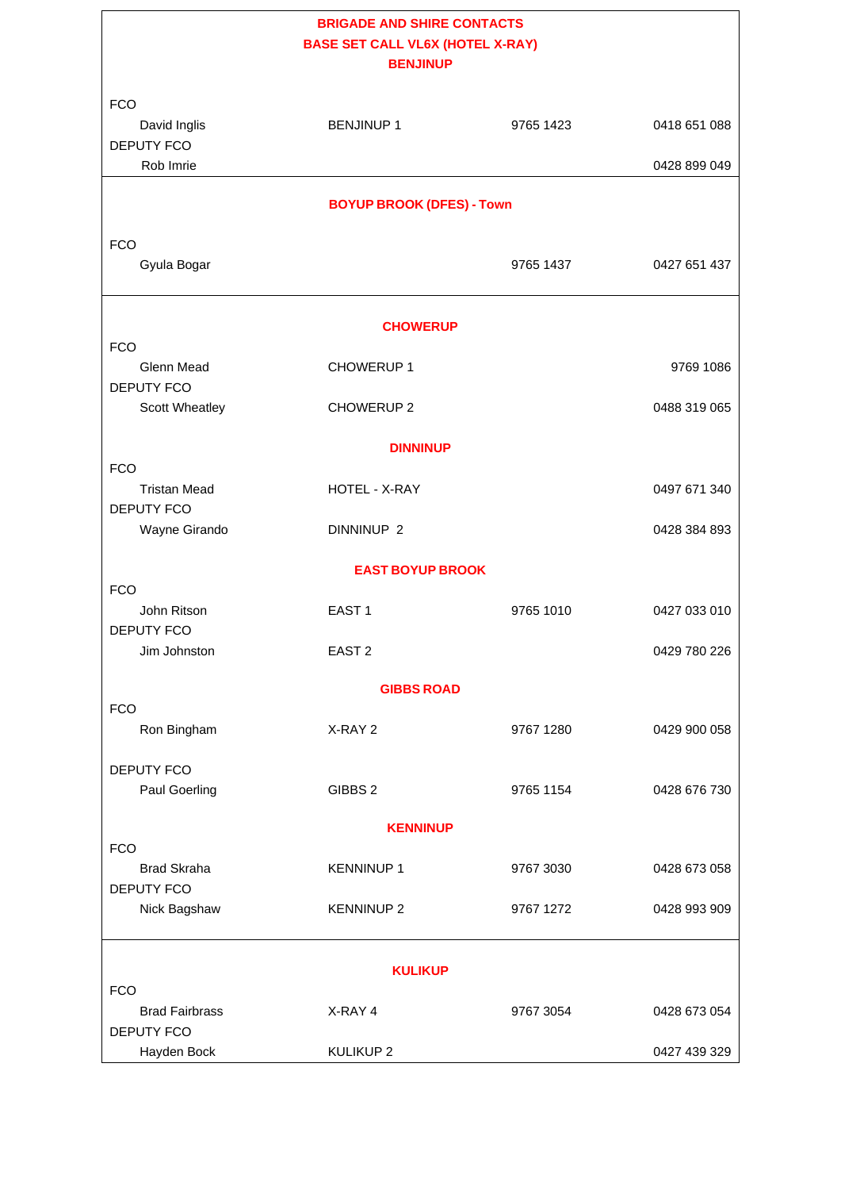## BRIGADE AND SHIRE CONTACTS
## BASE SET CALL VL6X (HOTEL X-RAY)

### BENJINUP

| | | | |
|---|---|---|---|
| FCO | | | |
| David Inglis | BENJINUP 1 | 9765 1423 | 0418 651 088 |
| DEPUTY FCO | | | |
| Rob Imrie | | | 0428 899 049 |

### BOYUP BROOK (DFES) - Town

| | | | |
|---|---|---|---|
| FCO | | | |
| Gyula Bogar | | 9765 1437 | 0427 651 437 |

### CHOWERUP

| | | | |
|---|---|---|---|
| FCO | | | |
| Glenn Mead | CHOWERUP 1 | | 9769 1086 |
| DEPUTY FCO | | | |
| Scott Wheatley | CHOWERUP 2 | | 0488 319 065 |

### DINNINUP

| | | | |
|---|---|---|---|
| FCO | | | |
| Tristan Mead | HOTEL - X-RAY | | 0497 671 340 |
| DEPUTY FCO | | | |
| Wayne Girando | DINNINUP 2 | | 0428 384 893 |

### EAST BOYUP BROOK

| | | | |
|---|---|---|---|
| FCO | | | |
| John Ritson | EAST 1 | 9765 1010 | 0427 033 010 |
| DEPUTY FCO | | | |
| Jim Johnston | EAST 2 | | 0429 780 226 |

### GIBBS ROAD

| | | | |
|---|---|---|---|
| FCO | | | |
| Ron Bingham | X-RAY 2 | 9767 1280 | 0429 900 058 |
| DEPUTY FCO | | | |
| Paul Goerling | GIBBS 2 | 9765 1154 | 0428 676 730 |

### KENNINUP

| | | | |
|---|---|---|---|
| FCO | | | |
| Brad Skraha | KENNINUP 1 | 9767 3030 | 0428 673 058 |
| DEPUTY FCO | | | |
| Nick Bagshaw | KENNINUP 2 | 9767 1272 | 0428 993 909 |

### KULIKUP

| | | | |
|---|---|---|---|
| FCO | | | |
| Brad Fairbrass | X-RAY 4 | 9767 3054 | 0428 673 054 |
| DEPUTY FCO | | | |
| Hayden Bock | KULIKUP 2 | | 0427 439 329 |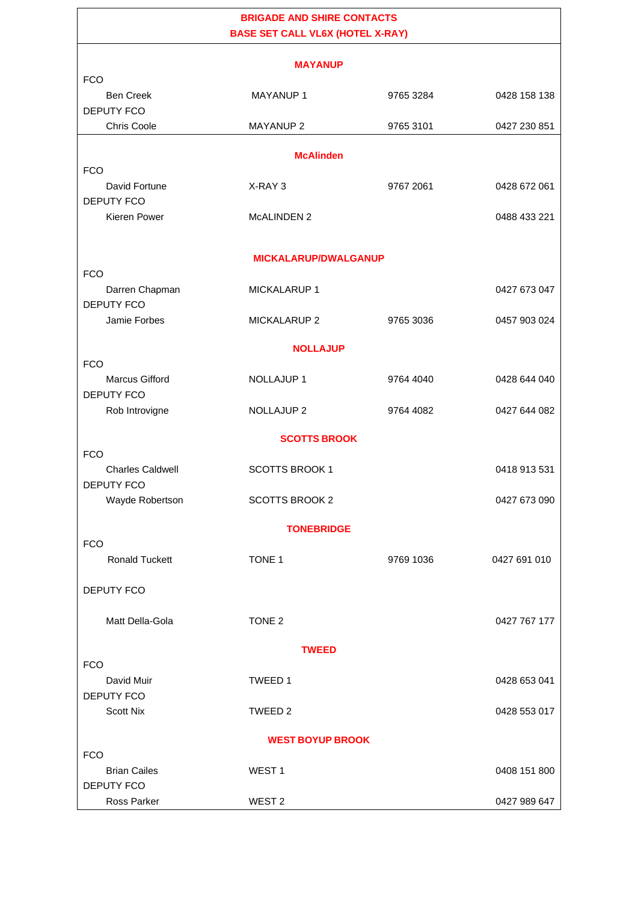## BRIGADE AND SHIRE CONTACTS
## BASE SET CALL VL6X (HOTEL X-RAY)

### MAYANUP

| | | | |
|---|---|---|---|
| FCO | | | |
| Ben Creek | MAYANUP 1 | 9765 3284 | 0428 158 138 |
| DEPUTY FCO | | | |
| Chris Coole | MAYANUP 2 | 9765 3101 | 0427 230 851 |

### McAlinden

| | | | |
|---|---|---|---|
| FCO | | | |
| David Fortune | X-RAY 3 | 9767 2061 | 0428 672 061 |
| DEPUTY FCO | | | |
| Kieren Power | McALINDEN 2 | | 0488 433 221 |

### MICKALARUP/DWALGANUP

| | | | |
|---|---|---|---|
| FCO | | | |
| Darren Chapman | MICKALARUP 1 | | 0427 673 047 |
| DEPUTY FCO | | | |
| Jamie Forbes | MICKALARUP 2 | 9765 3036 | 0457 903 024 |

### NOLLAJUP

| | | | |
|---|---|---|---|
| FCO | | | |
| Marcus Gifford | NOLLAJUP 1 | 9764 4040 | 0428 644 040 |
| DEPUTY FCO | | | |
| Rob Introvigne | NOLLAJUP 2 | 9764 4082 | 0427 644 082 |

### SCOTTS BROOK

| | | | |
|---|---|---|---|
| FCO | | | |
| Charles Caldwell | SCOTTS BROOK 1 | | 0418 913 531 |
| DEPUTY FCO | | | |
| Wayde Robertson | SCOTTS BROOK 2 | | 0427 673 090 |

### TONEBRIDGE

| | | | |
|---|---|---|---|
| FCO | | | |
| Ronald Tuckett | TONE 1 | 9769 1036 | 0427 691 010 |
| DEPUTY FCO | | | |
| Matt Della-Gola | TONE 2 | | 0427 767 177 |

### TWEED

| | | | |
|---|---|---|---|
| FCO | | | |
| David Muir | TWEED 1 | | 0428 653 041 |
| DEPUTY FCO | | | |
| Scott Nix | TWEED 2 | | 0428 553 017 |

### WEST BOYUP BROOK

| | | | |
|---|---|---|---|
| FCO | | | |
| Brian Cailes | WEST 1 | | 0408 151 800 |
| DEPUTY FCO | | | |
| Ross Parker | WEST 2 | | 0427 989 647 |